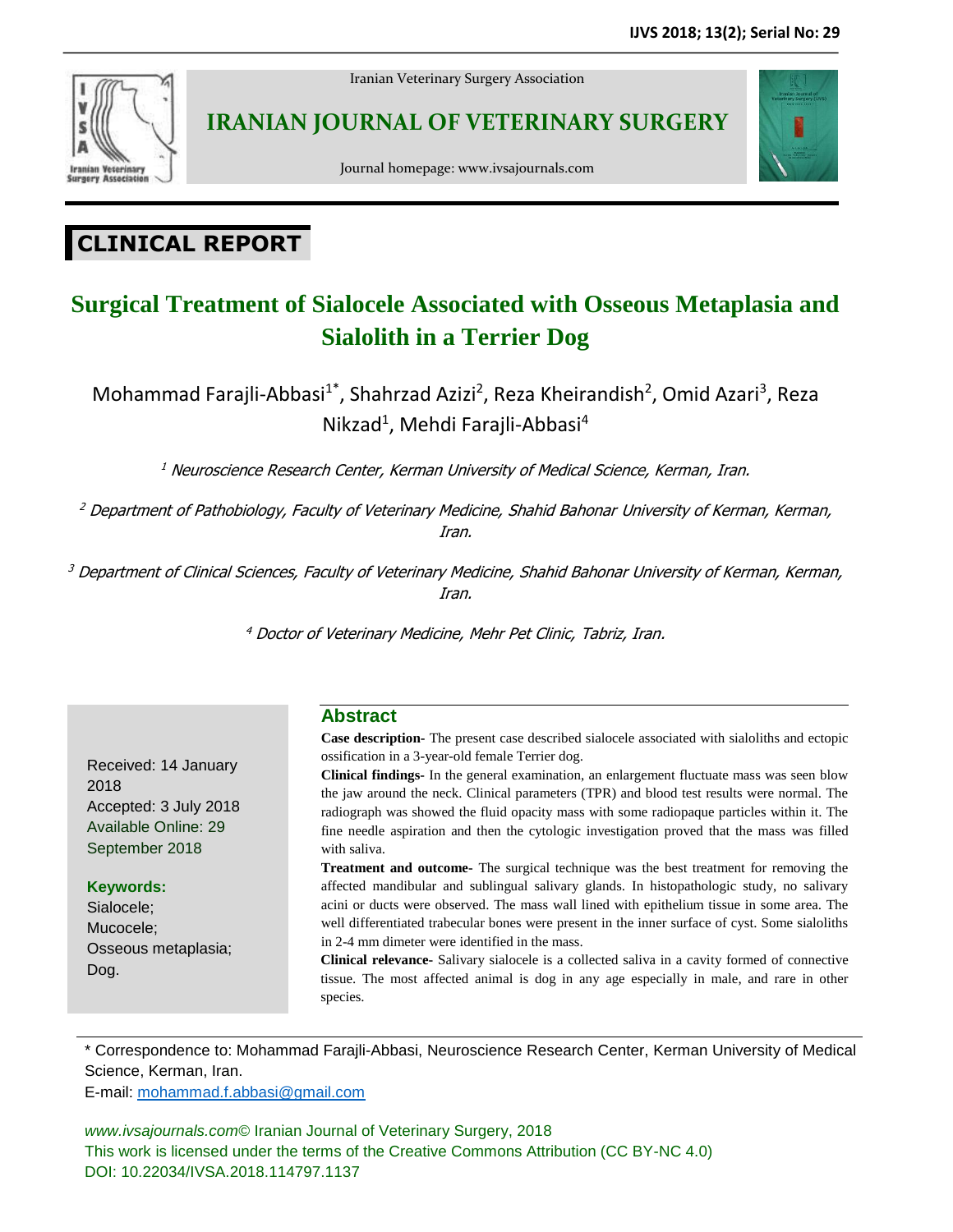Iranian Veterinary Surgery Association

# IRANIAN JOURNAL OF VETERINARY SURGERY

Journal homepage: www.ivsajournals.com

## CLINICAL REPORT

# Surgical Treatment of Sialocele Associated with Osseous Metaplasia and Sialolith in a Terrier Dog

Mohammad Farajli-Abbasi[1*], Shahrzad Azizi[2], Reza Kheirandish[2], Omid Azari[3], Reza Nikzad[1], Mehdi Farajli-Abbasi[4]

*[1] Neuroscience Research Center, Kerman University of Medical Science, Kerman, Iran.*

*[2] Department of Pathobiology, Faculty of Veterinary Medicine, Shahid Bahonar University of Kerman, Kerman, Iran.*

*[3] Department of Clinical Sciences, Faculty of Veterinary Medicine, Shahid Bahonar University of Kerman, Kerman, Iran.*

*[4] Doctor of Veterinary Medicine, Mehr Pet Clinic, Tabriz, Iran.*

Received: 14 January 2018
Accepted: 3 July 2018
Available Online: 29 September 2018

**Keywords:**
Sialocele;
Mucocele;
Osseous metaplasia;
Dog.

## Abstract

**Case description-** The present case described sialocele associated with sialoliths and ectopic ossification in a 3-year-old female Terrier dog.

**Clinical findings-** In the general examination, an enlargement fluctuate mass was seen blow the jaw around the neck. Clinical parameters (TPR) and blood test results were normal. The radiograph was showed the fluid opacity mass with some radiopaque particles within it. The fine needle aspiration and then the cytologic investigation proved that the mass was filled with saliva.

**Treatment and outcome-** The surgical technique was the best treatment for removing the affected mandibular and sublingual salivary glands. In histopathologic study, no salivary acini or ducts were observed. The mass wall lined with epithelium tissue in some area. The well differentiated trabecular bones were present in the inner surface of cyst. Some sialoliths in 2-4 mm dimeter were identified in the mass.

**Clinical relevance-** Salivary sialocele is a collected saliva in a cavity formed of connective tissue. The most affected animal is dog in any age especially in male, and rare in other species.

---

* Correspondence to: Mohammad Farajli-Abbasi, Neuroscience Research Center, Kerman University of Medical Science, Kerman, Iran.
E-mail: mohammad.f.abbasi@gmail.com

*www.ivsajournals.com*© Iranian Journal of Veterinary Surgery, 2018
This work is licensed under the terms of the Creative Commons Attribution (CC BY-NC 4.0)
DOI: 10.22034/IVSA.2018.114797.1137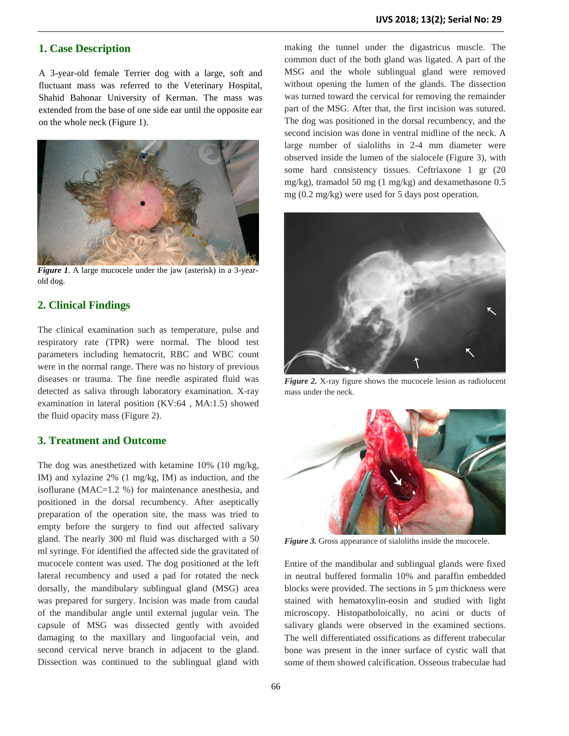## 1. Case Description

A 3-year-old female Terrier dog with a large, soft and fluctuant mass was referred to the Veterinary Hospital, Shahid Bahonar University of Kerman. The mass was extended from the base of one side ear until the opposite ear on the whole neck (Figure 1).

***Figure 1***. A large mucocele under the jaw (asterisk) in a 3-year-old dog.

## 2. Clinical Findings

The clinical examination such as temperature, pulse and respiratory rate (TPR) were normal. The blood test parameters including hematocrit, RBC and WBC count were in the normal range. There was no history of previous diseases or trauma. The fine needle aspirated fluid was detected as saliva through laboratory examination. X-ray examination in lateral position (KV:64 , MA:1.5) showed the fluid opacity mass (Figure 2).

## 3. Treatment and Outcome

The dog was anesthetized with ketamine 10% (10 mg/kg, IM) and xylazine 2% (1 mg/kg, IM) as induction, and the isoflurane (MAC=1.2 %) for maintenance anesthesia, and positioned in the dorsal recumbency. After aseptically preparation of the operation site, the mass was tried to empty before the surgery to find out affected salivary gland. The nearly 300 ml fluid was discharged with a 50 ml syringe. For identified the affected side the gravitated of mucocele content was used. The dog positioned at the left lateral recumbency and used a pad for rotated the neck dorsally, the mandibulary sublingual gland (MSG) area was prepared for surgery. Incision was made from caudal of the mandibular angle until external jugular vein. The capsule of MSG was dissected gently with avoided damaging to the maxillary and linguofacial vein, and second cervical nerve branch in adjacent to the gland. Dissection was continued to the sublingual gland with making the tunnel under the digastricus muscle. The common duct of the both gland was ligated. A part of the MSG and the whole sublingual gland were removed without opening the lumen of the glands. The dissection was turned toward the cervical for removing the remainder part of the MSG. After that, the first incision was sutured. The dog was positioned in the dorsal recumbency, and the second incision was done in ventral midline of the neck. A large number of sialoliths in 2-4 mm diameter were observed inside the lumen of the sialocele (Figure 3), with some hard consistency tissues. Ceftriaxone 1 gr (20 mg/kg), tramadol 50 mg (1 mg/kg) and dexamethasone 0.5 mg (0.2 mg/kg) were used for 5 days post operation.

***Figure 2.*** X-ray figure shows the mucocele lesion as radiolucent mass under the neck.

***Figure 3.*** Gross appearance of sialoliths inside the mucocele.

Entire of the mandibular and sublingual glands were fixed in neutral buffered formalin 10% and paraffin embedded blocks were provided. The sections in 5 µm thickness were stained with hematoxylin-eosin and studied with light microscopy. Histopatholoically, no acini or ducts of salivary glands were observed in the examined sections. The well differentiated ossifications as different trabecular bone was present in the inner surface of cystic wall that some of them showed calcification. Osseous trabeculae had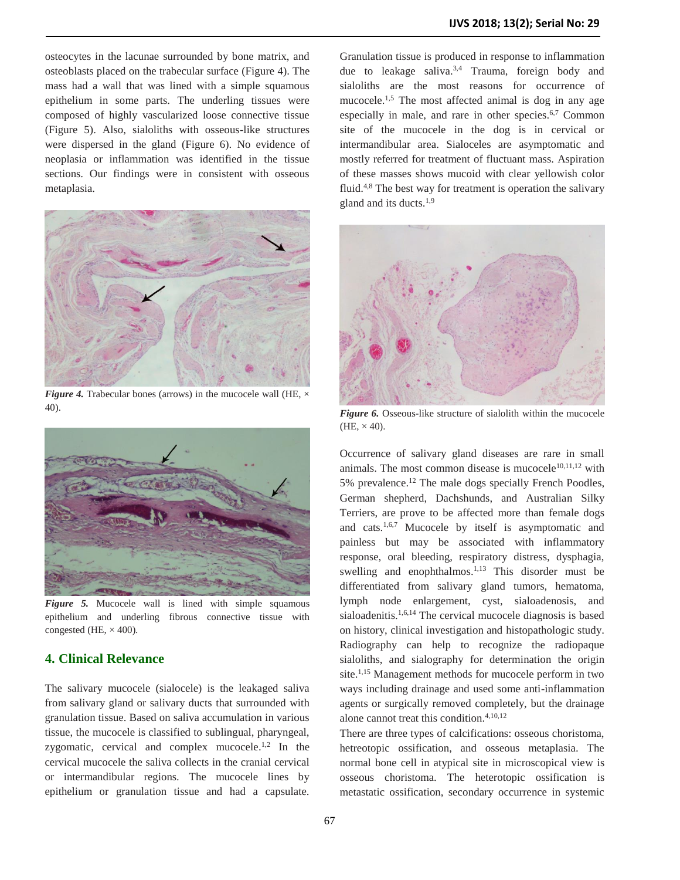osteocytes in the lacunae surrounded by bone matrix, and osteoblasts placed on the trabecular surface (Figure 4). The mass had a wall that was lined with a simple squamous epithelium in some parts. The underling tissues were composed of highly vascularized loose connective tissue (Figure 5). Also, sialoliths with osseous-like structures were dispersed in the gland (Figure 6). No evidence of neoplasia or inflammation was identified in the tissue sections. Our findings were in consistent with osseous metaplasia.

***Figure 4.*** Trabecular bones (arrows) in the mucocele wall (HE, × 40).

***Figure 5.*** Mucocele wall is lined with simple squamous epithelium and underling fibrous connective tissue with congested (HE, × 400).

## 4. Clinical Relevance

The salivary mucocele (sialocele) is the leakaged saliva from salivary gland or salivary ducts that surrounded with granulation tissue. Based on saliva accumulation in various tissue, the mucocele is classified to sublingual, pharyngeal, zygomatic, cervical and complex mucocele.[1,2] In the cervical mucocele the saliva collects in the cranial cervical or intermandibular regions. The mucocele lines by epithelium or granulation tissue and had a capsulate. Granulation tissue is produced in response to inflammation due to leakage saliva.[3,4] Trauma, foreign body and sialoliths are the most reasons for occurrence of mucocele.[1,5] The most affected animal is dog in any age especially in male, and rare in other species.[6,7] Common site of the mucocele in the dog is in cervical or intermandibular area. Sialoceles are asymptomatic and mostly referred for treatment of fluctuant mass. Aspiration of these masses shows mucoid with clear yellowish color fluid.[4,8] The best way for treatment is operation the salivary gland and its ducts.[1,9]

***Figure 6.*** Osseous-like structure of sialolith within the mucocele (HE, × 40).

Occurrence of salivary gland diseases are rare in small animals. The most common disease is mucocele[10,11,12] with 5% prevalence.[12] The male dogs specially French Poodles, German shepherd, Dachshunds, and Australian Silky Terriers, are prove to be affected more than female dogs and cats.[1,6,7] Mucocele by itself is asymptomatic and painless but may be associated with inflammatory response, oral bleeding, respiratory distress, dysphagia, swelling and enophthalmos.[1,13] This disorder must be differentiated from salivary gland tumors, hematoma, lymph node enlargement, cyst, sialoadenosis, and sialoadenitis.[1,6,14] The cervical mucocele diagnosis is based on history, clinical investigation and histopathologic study. Radiography can help to recognize the radiopaque sialoliths, and sialography for determination the origin site.[1,15] Management methods for mucocele perform in two ways including drainage and used some anti-inflammation agents or surgically removed completely, but the drainage alone cannot treat this condition.[4,10,12]

There are three types of calcifications: osseous choristoma, hetreotopic ossification, and osseous metaplasia. The normal bone cell in atypical site in microscopical view is osseous choristoma. The heterotopic ossification is metastatic ossification, secondary occurrence in systemic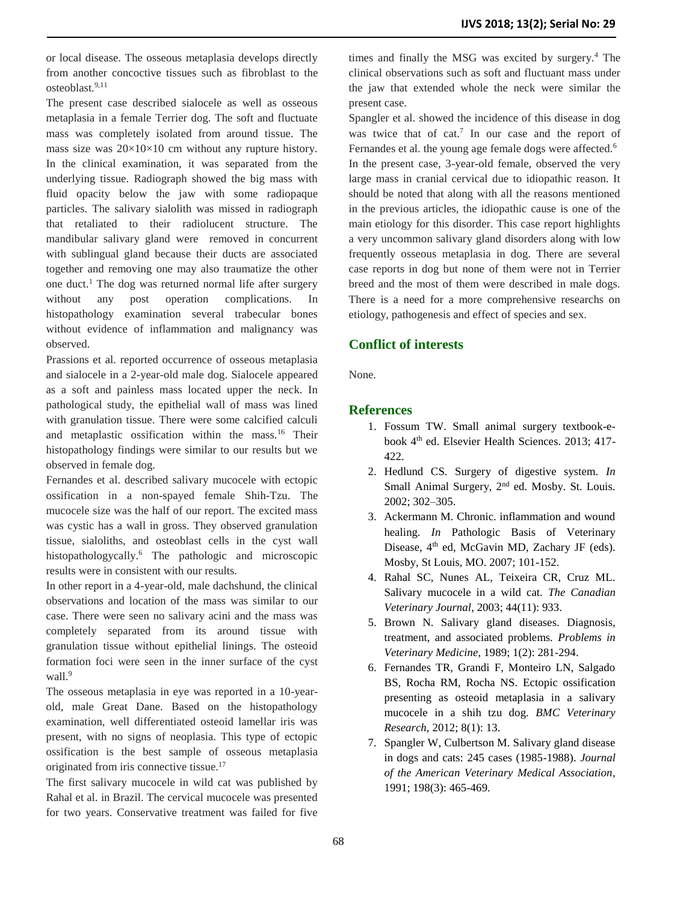or local disease. The osseous metaplasia develops directly from another concoctive tissues such as fibroblast to the osteoblast.[9,11]

The present case described sialocele as well as osseous metaplasia in a female Terrier dog. The soft and fluctuate mass was completely isolated from around tissue. The mass size was 20×10×10 cm without any rupture history. In the clinical examination, it was separated from the underlying tissue. Radiograph showed the big mass with fluid opacity below the jaw with some radiopaque particles. The salivary sialolith was missed in radiograph that retaliated to their radiolucent structure. The mandibular salivary gland were removed in concurrent with sublingual gland because their ducts are associated together and removing one may also traumatize the other one duct.[1] The dog was returned normal life after surgery without any post operation complications. In histopathology examination several trabecular bones without evidence of inflammation and malignancy was observed.

Prassions et al. reported occurrence of osseous metaplasia and sialocele in a 2-year-old male dog. Sialocele appeared as a soft and painless mass located upper the neck. In pathological study, the epithelial wall of mass was lined with granulation tissue. There were some calcified calculi and metaplastic ossification within the mass.[16] Their histopathology findings were similar to our results but we observed in female dog.

Fernandes et al. described salivary mucocele with ectopic ossification in a non-spayed female Shih-Tzu. The mucocele size was the half of our report. The excited mass was cystic has a wall in gross. They observed granulation tissue, sialoliths, and osteoblast cells in the cyst wall histopathologycally.[6] The pathologic and microscopic results were in consistent with our results.

In other report in a 4-year-old, male dachshund, the clinical observations and location of the mass was similar to our case. There were seen no salivary acini and the mass was completely separated from its around tissue with granulation tissue without epithelial linings. The osteoid formation foci were seen in the inner surface of the cyst wall.[9]

The osseous metaplasia in eye was reported in a 10-year-old, male Great Dane. Based on the histopathology examination, well differentiated osteoid lamellar iris was present, with no signs of neoplasia. This type of ectopic ossification is the best sample of osseous metaplasia originated from iris connective tissue.[17]

The first salivary mucocele in wild cat was published by Rahal et al. in Brazil. The cervical mucocele was presented for two years. Conservative treatment was failed for five times and finally the MSG was excited by surgery.[4] The clinical observations such as soft and fluctuant mass under the jaw that extended whole the neck were similar the present case.

Spangler et al. showed the incidence of this disease in dog was twice that of cat.[7] In our case and the report of Fernandes et al. the young age female dogs were affected.[6]

In the present case, 3-year-old female, observed the very large mass in cranial cervical due to idiopathic reason. It should be noted that along with all the reasons mentioned in the previous articles, the idiopathic cause is one of the main etiology for this disorder. This case report highlights a very uncommon salivary gland disorders along with low frequently osseous metaplasia in dog. There are several case reports in dog but none of them were not in Terrier breed and the most of them were described in male dogs. There is a need for a more comprehensive researchs on etiology, pathogenesis and effect of species and sex.

## Conflict of interests

None.

## References

1. Fossum TW. Small animal surgery textbook-e-book 4th ed. Elsevier Health Sciences. 2013; 417-422.
2. Hedlund CS. Surgery of digestive system. *In* Small Animal Surgery, 2nd ed. Mosby. St. Louis. 2002; 302–305.
3. Ackermann M. Chronic. inflammation and wound healing. *In* Pathologic Basis of Veterinary Disease, 4th ed, McGavin MD, Zachary JF (eds). Mosby, St Louis, MO. 2007; 101-152.
4. Rahal SC, Nunes AL, Teixeira CR, Cruz ML. Salivary mucocele in a wild cat. *The Canadian Veterinary Journal*, 2003; 44(11): 933.
5. Brown N. Salivary gland diseases. Diagnosis, treatment, and associated problems. *Problems in Veterinary Medicine*, 1989; 1(2): 281-294.
6. Fernandes TR, Grandi F, Monteiro LN, Salgado BS, Rocha RM, Rocha NS. Ectopic ossification presenting as osteoid metaplasia in a salivary mucocele in a shih tzu dog. *BMC Veterinary Research*, 2012; 8(1): 13.
7. Spangler W, Culbertson M. Salivary gland disease in dogs and cats: 245 cases (1985-1988). *Journal of the American Veterinary Medical Association*, 1991; 198(3): 465-469.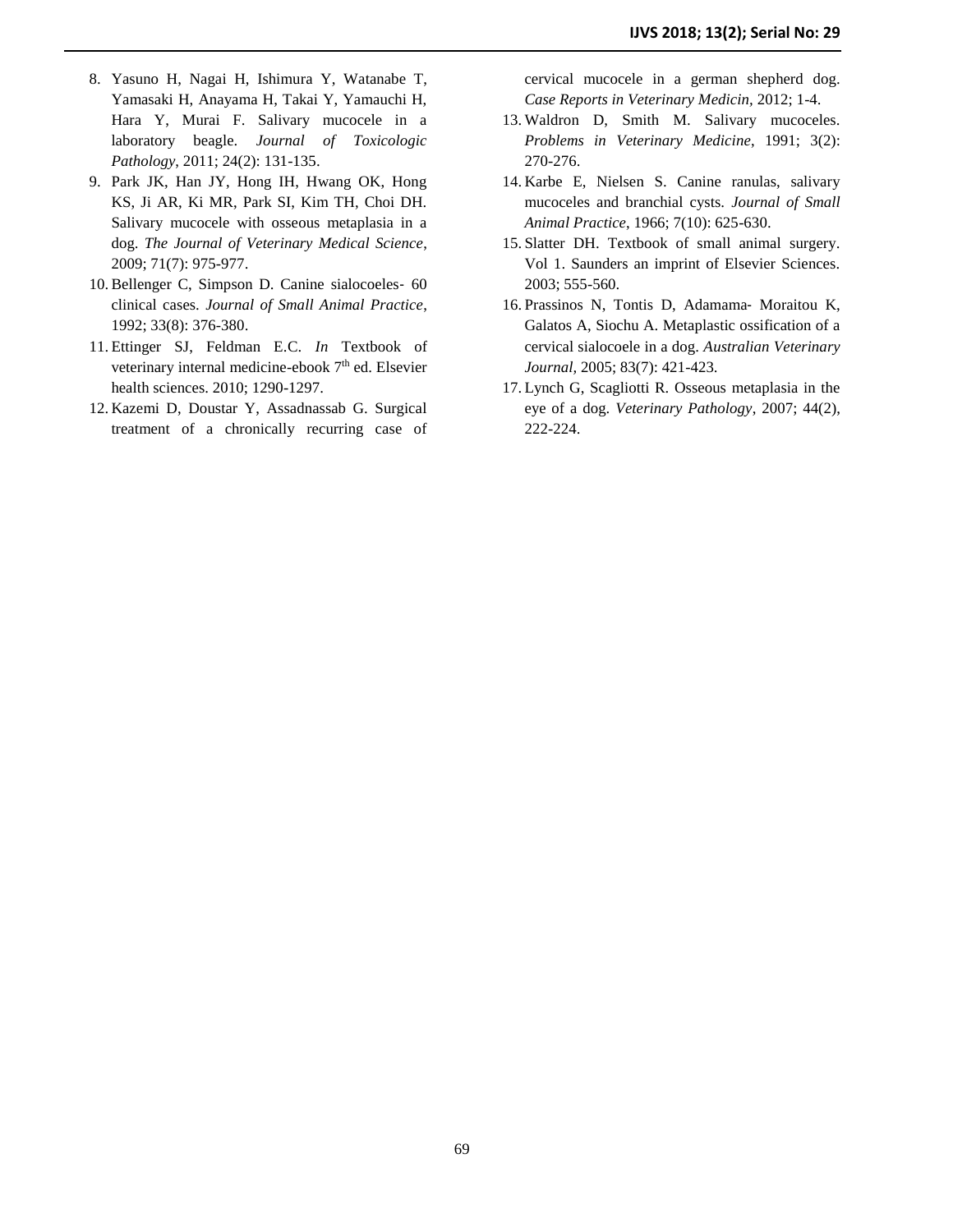8. Yasuno H, Nagai H, Ishimura Y, Watanabe T, Yamasaki H, Anayama H, Takai Y, Yamauchi H, Hara Y, Murai F. Salivary mucocele in a laboratory beagle. *Journal of Toxicologic Pathology*, 2011; 24(2): 131-135.
9. Park JK, Han JY, Hong IH, Hwang OK, Hong KS, Ji AR, Ki MR, Park SI, Kim TH, Choi DH. Salivary mucocele with osseous metaplasia in a dog. *The Journal of Veterinary Medical Science*, 2009; 71(7): 975-977.
10. Bellenger C, Simpson D. Canine sialocoeles- 60 clinical cases. *Journal of Small Animal Practice*, 1992; 33(8): 376-380.
11. Ettinger SJ, Feldman E.C. *In* Textbook of veterinary internal medicine-ebook 7th ed. Elsevier health sciences. 2010; 1290-1297.
12. Kazemi D, Doustar Y, Assadnassab G. Surgical treatment of a chronically recurring case of cervical mucocele in a german shepherd dog. *Case Reports in Veterinary Medicin*, 2012; 1-4.
13. Waldron D, Smith M. Salivary mucoceles. *Problems in Veterinary Medicine*, 1991; 3(2): 270-276.
14. Karbe E, Nielsen S. Canine ranulas, salivary mucoceles and branchial cysts. *Journal of Small Animal Practice*, 1966; 7(10): 625-630.
15. Slatter DH. Textbook of small animal surgery. Vol 1. Saunders an imprint of Elsevier Sciences. 2003; 555-560.
16. Prassinos N, Tontis D, Adamama- Moraitou K, Galatos A, Siochu A. Metaplastic ossification of a cervical sialocoele in a dog. *Australian Veterinary Journal*, 2005; 83(7): 421-423.
17. Lynch G, Scagliotti R. Osseous metaplasia in the eye of a dog. *Veterinary Pathology*, 2007; 44(2), 222-224.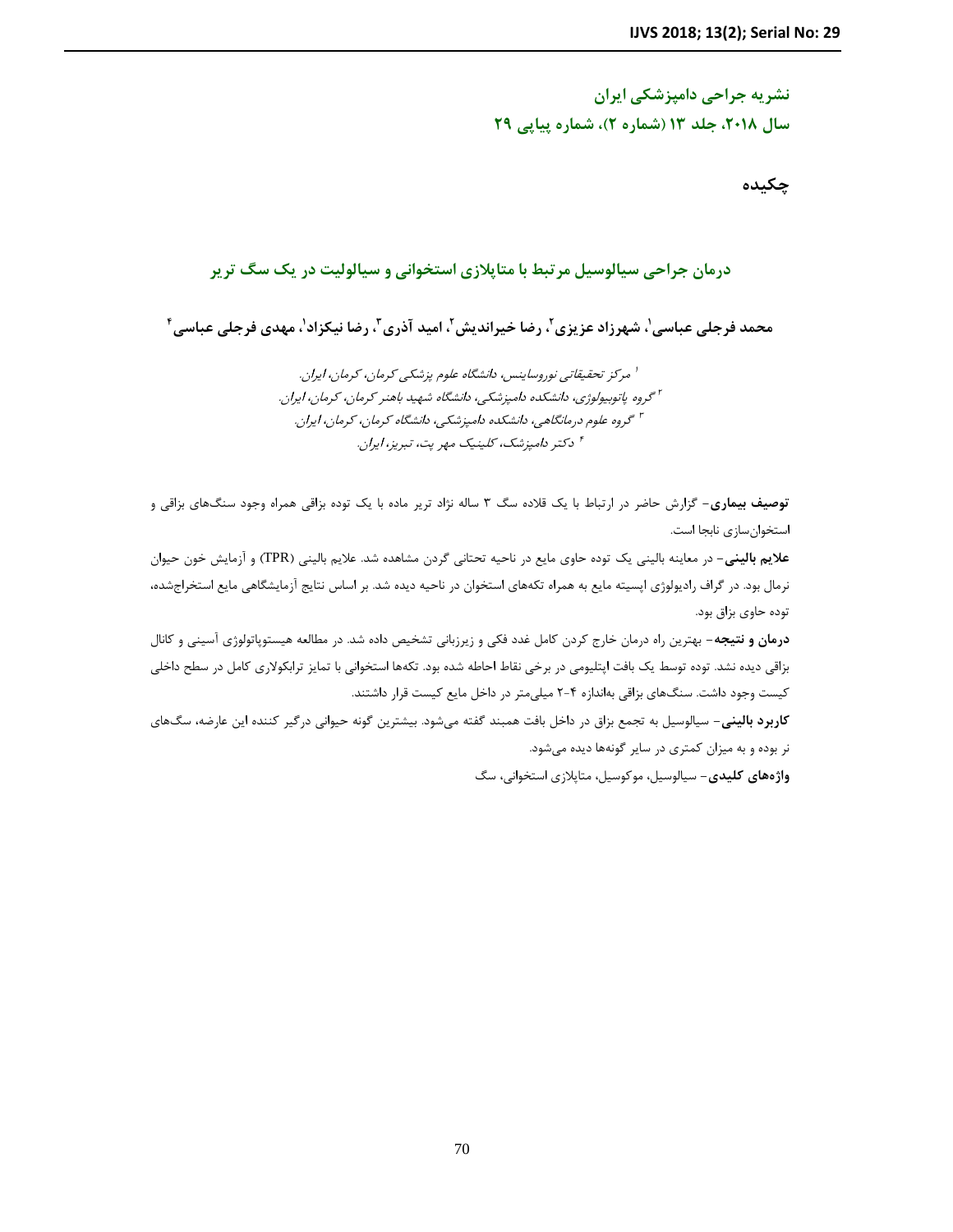**نشریه جراحی دامپزشکی ایران**
**سال ۲۰۱۸، جلد ۱۳ (شماره ۲)، شماره پیاپی ۲۹**

## چکیده

# درمان جراحی سیالوسیل مرتبط با متاپلازی استخوانی و سیالولیت در یک سگ تریر

**محمد فرجلی عباسی[۱]، شهرزاد عزیزی[۲]، رضا خیراندیش[۲]، امید آذری[۳]، رضا نیکزاد[۱]، مهدی فرجلی عباسی[۴]**

[۱] *مرکز تحقیقاتی نوروساینس، دانشگاه علوم پزشکی کرمان، کرمان، ایران.*
[۲] *گروه پاتوبیولوژی، دانشکده دامپزشکی، دانشگاه شهید باهنر کرمان، کرمان، ایران.*
[۳] *گروه علوم درمانگاهی، دانشکده دامپزشکی، دانشگاه کرمان، کرمان، ایران.*
[۴] *دکتر دامپزشک، کلینیک مهر پت، تبریز، ایران.*

**توصیف بیماری**- گزارش حاضر در ارتباط با یک قلاده سگ ۳ ساله نژاد تریر ماده با یک توده بزاقی همراه وجود سنگ‌های بزاقی و استخوان‌سازی نابجا است.

**علایم بالینی**- در معاینه بالینی یک توده حاوی مایع در ناحیه تحتانی گردن مشاهده شد. علایم بالینی (TPR) و آزمایش خون حیوان نرمال بود. در گراف رادیولوژی اپسیته مایع به همراه تکه‌های استخوان در ناحیه دیده شد. بر اساس نتایج آزمایشگاهی مایع استخراج‌شده، توده حاوی بزاق بود.

**درمان و نتیجه**- بهترین راه درمان خارج کردن کامل غدد فکی و زیرزبانی تشخیص داده شد. در مطالعه هیستوپاتولوژی آسینی و کانال بزاقی دیده نشد. توده توسط یک بافت اپتلیومی در برخی نقاط احاطه شده بود. تکه‌ها استخوانی با تمایز ترابکولاری کامل در سطح داخلی کیست وجود داشت. سنگ‌های بزاقی به‌اندازه ۴-۲ میلی‌متر در داخل مایع کیست قرار داشتند.

**کاربرد بالینی**- سیالوسیل به تجمع بزاق در داخل بافت همبند گفته می‌شود. بیشترین گونه حیوانی درگیر کننده این عارضه، سگ‌های نر بوده و به میزان کمتری در سایر گونه‌ها دیده می‌شود.

**واژه‌های کلیدی**- سیالوسیل، موکوسیل، متاپلازی استخوانی، سگ